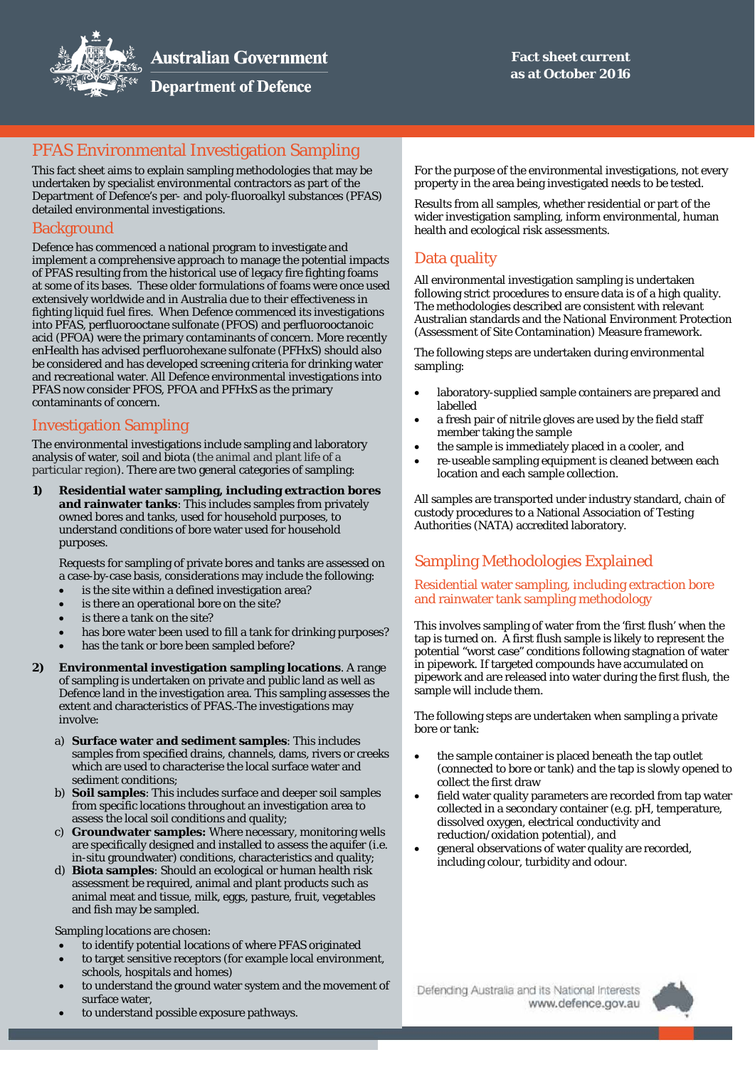Australian Government

Department of Defence

Fact sheet current as at October 2016

# PFAS Environmental Investigation Sampling

This fact sheet aims to explain sampling methodologies that may be undertaken by specialist environmental contractors as part of the Department of Defence's per- and poly-fluoroalkyl substances (PFAS) detailed environmental investigations.

## Background

Defence has commenced a national program to investigate and implement a comprehensive approach to manage the potential impacts of PFAS resulting from the historical use of legacy fire fighting foams at some of its bases. These older formulations of foams were once used extensively worldwide and in Australia due to their effectiveness in fighting liquid fuel fires. When Defence commenced its investigations into PFAS, perfluorooctane sulfonate (PFOS) and perfluorooctanoic acid (PFOA) were the primary contaminants of concern. More recently enHealth has advised perfluorohexane sulfonate (PFHxS) should also be considered and has developed screening criteria for drinking water and recreational water. All Defence environmental investigations into PFAS now consider PFOS, PFOA and PFHxS as the primary contaminants of concern.

## Investigation Sampling

The environmental investigations include sampling and laboratory analysis of water, soil and biota (the animal and plant life of a particular region). There are two general categories of sampling:

1) **Residential water sampling, including extraction bores and rainwater tanks**: This includes samples from privately owned bores and tanks, used for household purposes, to understand conditions of bore water used for household purposes.

   Requests for sampling of private bores and tanks are assessed on a case-by-case basis, considerations may include the following:
   - is the site within a defined investigation area?
   - is there an operational bore on the site?
   - is there a tank on the site?
   - has bore water been used to fill a tank for drinking purposes?
   - has the tank or bore been sampled before?

2) **Environmental investigation sampling locations**. A range of sampling is undertaken on private and public land as well as Defence land in the investigation area. This sampling assesses the extent and characteristics of PFAS. The investigations may involve:

   a) **Surface water and sediment samples**: This includes samples from specified drains, channels, dams, rivers or creeks which are used to characterise the local surface water and sediment conditions;
   b) **Soil samples**: This includes surface and deeper soil samples from specific locations throughout an investigation area to assess the local soil conditions and quality;
   c) **Groundwater samples:** Where necessary, monitoring wells are specifically designed and installed to assess the aquifer (i.e. in-situ groundwater) conditions, characteristics and quality;
   d) **Biota samples**: Should an ecological or human health risk assessment be required, animal and plant products such as animal meat and tissue, milk, eggs, pasture, fruit, vegetables and fish may be sampled.

   Sampling locations are chosen:
   - to identify potential locations of where PFAS originated
   - to target sensitive receptors (for example local environment, schools, hospitals and homes)
   - to understand the ground water system and the movement of surface water,
   - to understand possible exposure pathways.

For the purpose of the environmental investigations, not every property in the area being investigated needs to be tested.

Results from all samples, whether residential or part of the wider investigation sampling, inform environmental, human health and ecological risk assessments.

## Data quality

All environmental investigation sampling is undertaken following strict procedures to ensure data is of a high quality. The methodologies described are consistent with relevant Australian standards and the National Environment Protection (Assessment of Site Contamination) Measure framework.

The following steps are undertaken during environmental sampling:

- laboratory-supplied sample containers are prepared and labelled
- a fresh pair of nitrile gloves are used by the field staff member taking the sample
- the sample is immediately placed in a cooler, and
- re-useable sampling equipment is cleaned between each location and each sample collection.

All samples are transported under industry standard, chain of custody procedures to a National Association of Testing Authorities (NATA) accredited laboratory.

## Sampling Methodologies Explained

### Residential water sampling, including extraction bore and rainwater tank sampling methodology

This involves sampling of water from the 'first flush' when the tap is turned on. A first flush sample is likely to represent the potential "worst case" conditions following stagnation of water in pipework. If targeted compounds have accumulated on pipework and are released into water during the first flush, the sample will include them.

The following steps are undertaken when sampling a private bore or tank:

- the sample container is placed beneath the tap outlet (connected to bore or tank) and the tap is slowly opened to collect the first draw
- field water quality parameters are recorded from tap water collected in a secondary container (e.g. pH, temperature, dissolved oxygen, electrical conductivity and reduction/oxidation potential), and
- general observations of water quality are recorded, including colour, turbidity and odour.

Defending Australia and its National Interests
www.defence.gov.au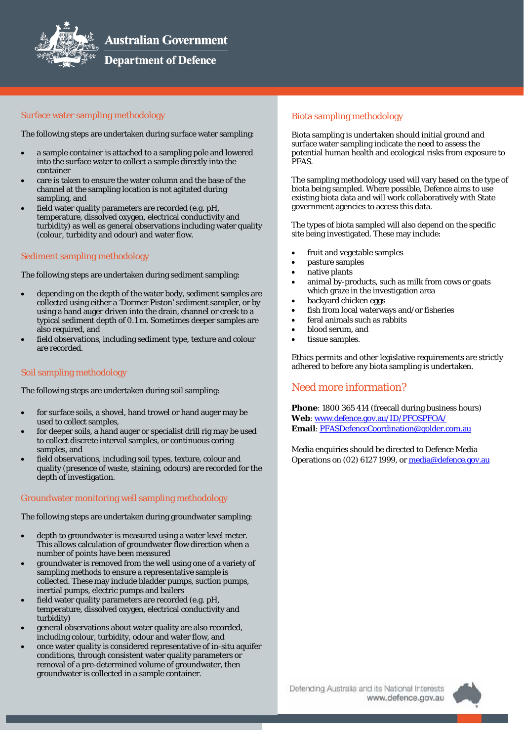## Surface water sampling methodology

The following steps are undertaken during surface water sampling:

- a sample container is attached to a sampling pole and lowered into the surface water to collect a sample directly into the container
- care is taken to ensure the water column and the base of the channel at the sampling location is not agitated during sampling, and
- field water quality parameters are recorded (e.g. pH, temperature, dissolved oxygen, electrical conductivity and turbidity) as well as general observations including water quality (colour, turbidity and odour) and water flow.

## Sediment sampling methodology

The following steps are undertaken during sediment sampling:

- depending on the depth of the water body, sediment samples are collected using either a 'Dormer Piston' sediment sampler, or by using a hand auger driven into the drain, channel or creek to a typical sediment depth of 0.1 m. Sometimes deeper samples are also required, and
- field observations, including sediment type, texture and colour are recorded.

## Soil sampling methodology

The following steps are undertaken during soil sampling:

- for surface soils, a shovel, hand trowel or hand auger may be used to collect samples,
- for deeper soils, a hand auger or specialist drill rig may be used to collect discrete interval samples, or continuous coring samples, and
- field observations, including soil types, texture, colour and quality (presence of waste, staining, odours) are recorded for the depth of investigation.

## Groundwater monitoring well sampling methodology

The following steps are undertaken during groundwater sampling:

- depth to groundwater is measured using a water level meter. This allows calculation of groundwater flow direction when a number of points have been measured
- groundwater is removed from the well using one of a variety of sampling methods to ensure a representative sample is collected. These may include bladder pumps, suction pumps, inertial pumps, electric pumps and bailers
- field water quality parameters are recorded (e.g. pH, temperature, dissolved oxygen, electrical conductivity and turbidity)
- general observations about water quality are also recorded, including colour, turbidity, odour and water flow, and
- once water quality is considered representative of in-situ aquifer conditions, through consistent water quality parameters or removal of a pre-determined volume of groundwater, then groundwater is collected in a sample container.

## Biota sampling methodology

Biota sampling is undertaken should initial ground and surface water sampling indicate the need to assess the potential human health and ecological risks from exposure to PFAS.

The sampling methodology used will vary based on the type of biota being sampled. Where possible, Defence aims to use existing biota data and will work collaboratively with State government agencies to access this data.

The types of biota sampled will also depend on the specific site being investigated. These may include:

- fruit and vegetable samples
- pasture samples
- native plants
- animal by-products, such as milk from cows or goats which graze in the investigation area
- backyard chicken eggs
- fish from local waterways and/or fisheries
- feral animals such as rabbits
- blood serum, and
- tissue samples.

Ethics permits and other legislative requirements are strictly adhered to before any biota sampling is undertaken.

## Need more information?

**Phone**: 1800 365 414 (freecall during business hours)
**Web**: www.defence.gov.au/ID/PFOSPFOA/
**Email**: PFASDefenceCoordination@golder.com.au

Media enquiries should be directed to Defence Media Operations on (02) 6127 1999, or media@defence.gov.au